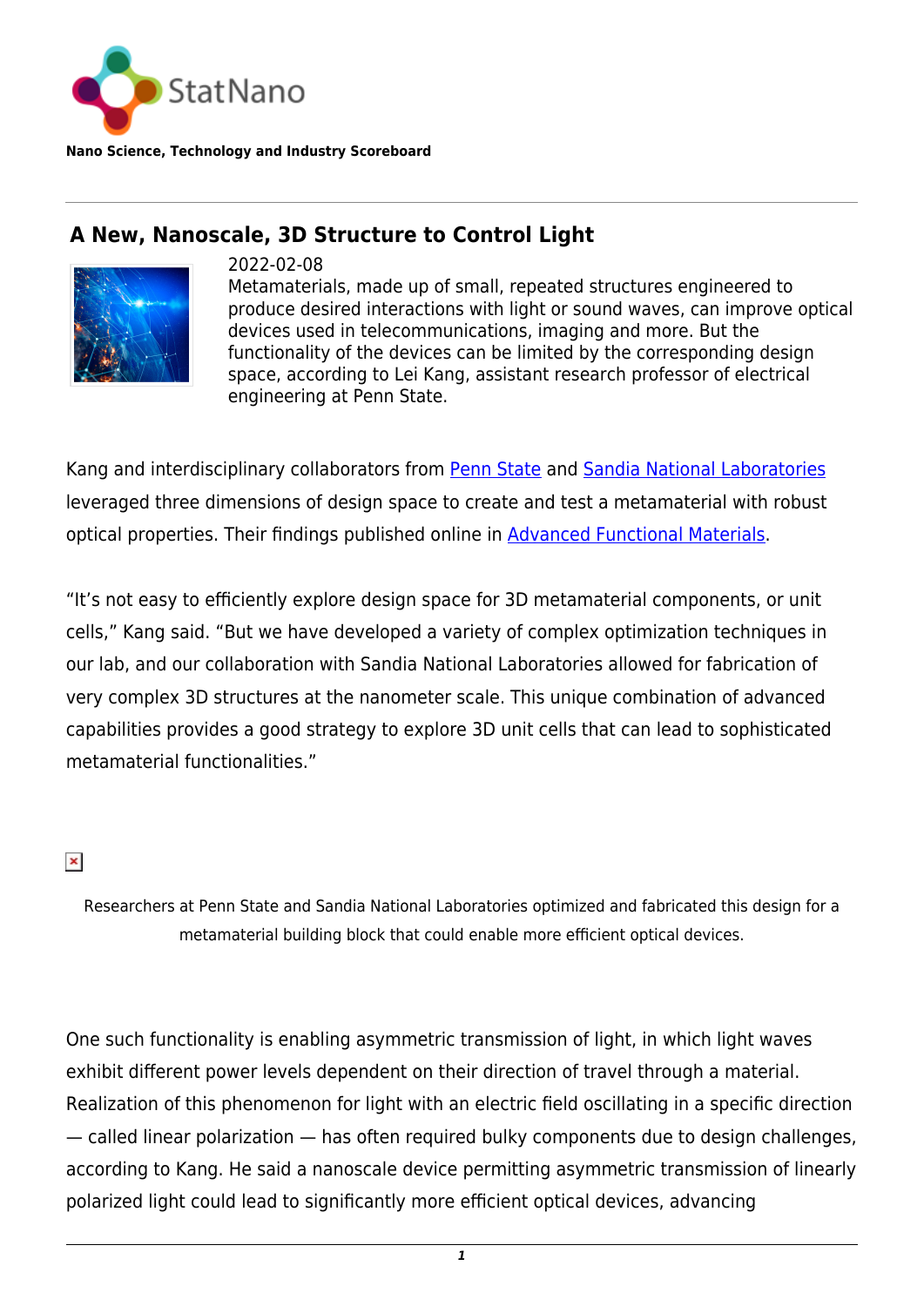StatNano

**Nano Science, Technology and Industry Scoreboard**

# A New, Nanoscale, 3D Structure to Control Light

2022-02-08

Metamaterials, made up of small, repeated structures engineered to produce desired interactions with light or sound waves, can improve optical devices used in telecommunications, imaging and more. But the functionality of the devices can be limited by the corresponding design space, according to Lei Kang, assistant research professor of electrical engineering at Penn State.

Kang and interdisciplinary collaborators from Penn State and Sandia National Laboratories leveraged three dimensions of design space to create and test a metamaterial with robust optical properties. Their findings published online in Advanced Functional Materials.

"It's not easy to efficiently explore design space for 3D metamaterial components, or unit cells," Kang said. "But we have developed a variety of complex optimization techniques in our lab, and our collaboration with Sandia National Laboratories allowed for fabrication of very complex 3D structures at the nanometer scale. This unique combination of advanced capabilities provides a good strategy to explore 3D unit cells that can lead to sophisticated metamaterial functionalities."

Researchers at Penn State and Sandia National Laboratories optimized and fabricated this design for a metamaterial building block that could enable more efficient optical devices.

One such functionality is enabling asymmetric transmission of light, in which light waves exhibit different power levels dependent on their direction of travel through a material. Realization of this phenomenon for light with an electric field oscillating in a specific direction — called linear polarization — has often required bulky components due to design challenges, according to Kang. He said a nanoscale device permitting asymmetric transmission of linearly polarized light could lead to significantly more efficient optical devices, advancing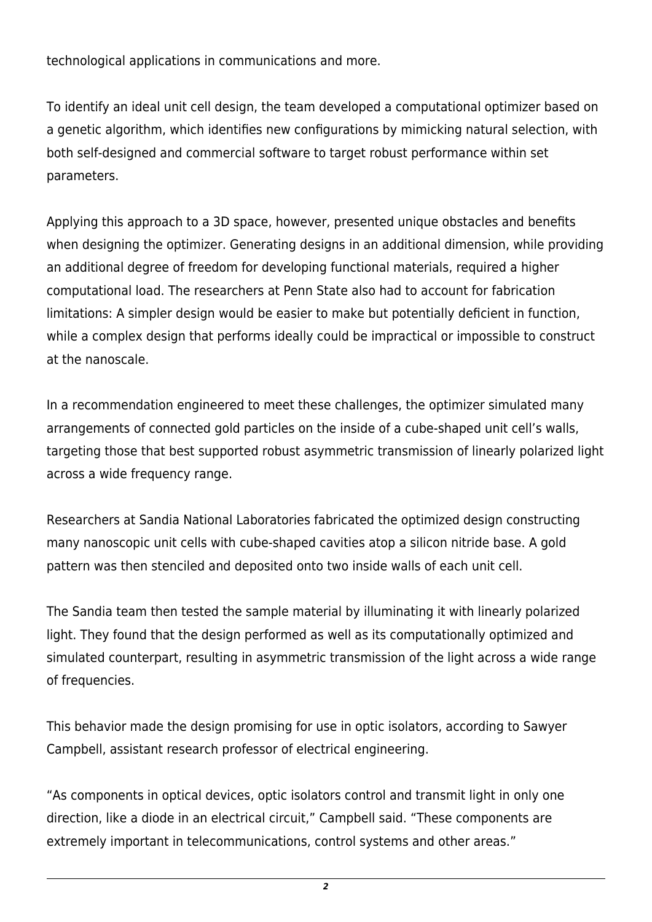technological applications in communications and more.

To identify an ideal unit cell design, the team developed a computational optimizer based on a genetic algorithm, which identifies new configurations by mimicking natural selection, with both self-designed and commercial software to target robust performance within set parameters.

Applying this approach to a 3D space, however, presented unique obstacles and benefits when designing the optimizer. Generating designs in an additional dimension, while providing an additional degree of freedom for developing functional materials, required a higher computational load. The researchers at Penn State also had to account for fabrication limitations: A simpler design would be easier to make but potentially deficient in function, while a complex design that performs ideally could be impractical or impossible to construct at the nanoscale.

In a recommendation engineered to meet these challenges, the optimizer simulated many arrangements of connected gold particles on the inside of a cube-shaped unit cell's walls, targeting those that best supported robust asymmetric transmission of linearly polarized light across a wide frequency range.

Researchers at Sandia National Laboratories fabricated the optimized design constructing many nanoscopic unit cells with cube-shaped cavities atop a silicon nitride base. A gold pattern was then stenciled and deposited onto two inside walls of each unit cell.

The Sandia team then tested the sample material by illuminating it with linearly polarized light. They found that the design performed as well as its computationally optimized and simulated counterpart, resulting in asymmetric transmission of the light across a wide range of frequencies.

This behavior made the design promising for use in optic isolators, according to Sawyer Campbell, assistant research professor of electrical engineering.

"As components in optical devices, optic isolators control and transmit light in only one direction, like a diode in an electrical circuit," Campbell said. "These components are extremely important in telecommunications, control systems and other areas."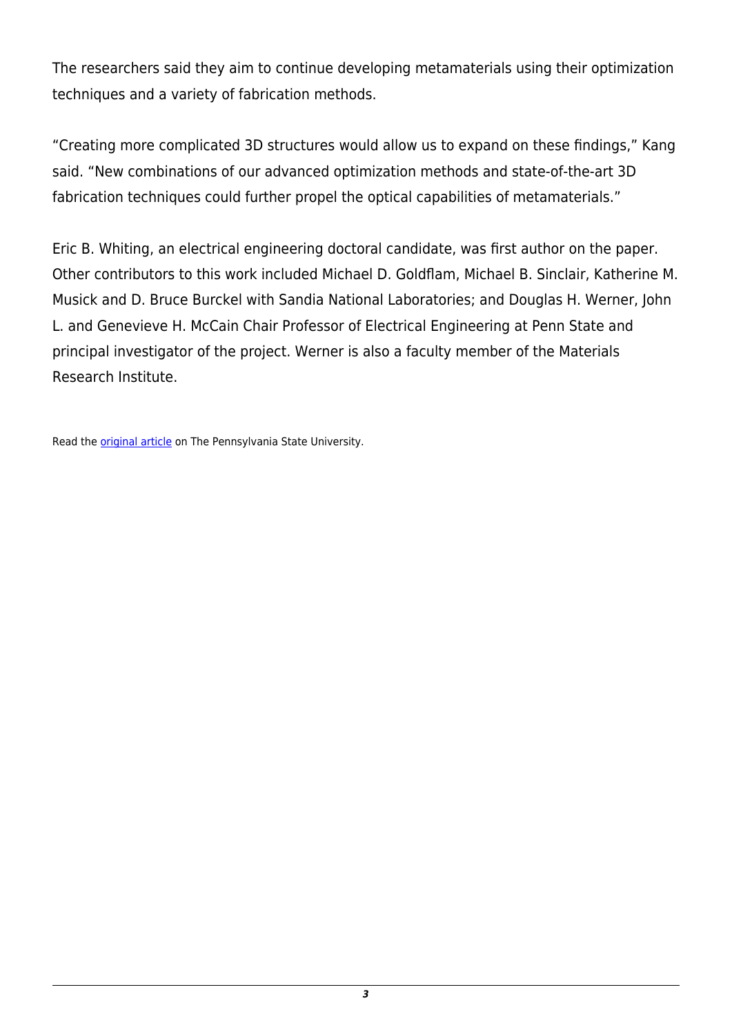The researchers said they aim to continue developing metamaterials using their optimization techniques and a variety of fabrication methods.

"Creating more complicated 3D structures would allow us to expand on these findings," Kang said. "New combinations of our advanced optimization methods and state-of-the-art 3D fabrication techniques could further propel the optical capabilities of metamaterials."

Eric B. Whiting, an electrical engineering doctoral candidate, was first author on the paper. Other contributors to this work included Michael D. Goldflam, Michael B. Sinclair, Katherine M. Musick and D. Bruce Burckel with Sandia National Laboratories; and Douglas H. Werner, John L. and Genevieve H. McCain Chair Professor of Electrical Engineering at Penn State and principal investigator of the project. Werner is also a faculty member of the Materials Research Institute.

Read the original article on The Pennsylvania State University.